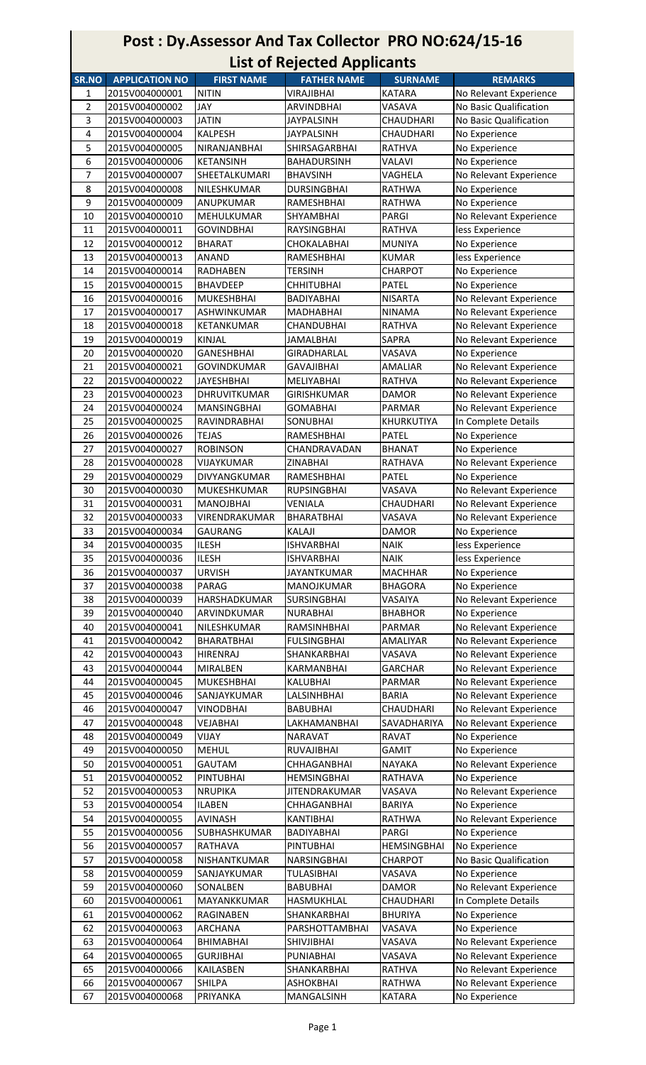# Post : Dy.Assessor And Tax Collector PRO NO:624/15-16

## List of Rejected Applicants

| SR.NO | APPLICATION NO | FIRST NAME | FATHER NAME | SURNAME | REMARKS |
|---|---|---|---|---|---|
| 1 | 2015V004000001 | NITIN | VIRAJIBHAI | KATARA | No Relevant Experience |
| 2 | 2015V004000002 | JAY | ARVINDBHAI | VASAVA | No Basic Qualification |
| 3 | 2015V004000003 | JATIN | JAYPALSINH | CHAUDHARI | No Basic Qualification |
| 4 | 2015V004000004 | KALPESH | JAYPALSINH | CHAUDHARI | No Experience |
| 5 | 2015V004000005 | NIRANJANBHAI | SHIRSAGARBHAI | RATHVA | No Experience |
| 6 | 2015V004000006 | KETANSINH | BAHADURSINH | VALAVI | No Experience |
| 7 | 2015V004000007 | SHEETALKUMARI | BHAVSINH | VAGHELA | No Relevant Experience |
| 8 | 2015V004000008 | NILESHKUMAR | DURSINGBHAI | RATHWA | No Experience |
| 9 | 2015V004000009 | ANUPKUMAR | RAMESHBHAI | RATHWA | No Experience |
| 10 | 2015V004000010 | MEHULKUMAR | SHYAMBHAI | PARGI | No Relevant Experience |
| 11 | 2015V004000011 | GOVINDBHAI | RAYSINGBHAI | RATHVA | less Experience |
| 12 | 2015V004000012 | BHARAT | CHOKALABHAI | MUNIYA | No Experience |
| 13 | 2015V004000013 | ANAND | RAMESHBHAI | KUMAR | less Experience |
| 14 | 2015V004000014 | RADHABEN | TERSINH | CHARPOT | No Experience |
| 15 | 2015V004000015 | BHAVDEEP | CHHITUBHAI | PATEL | No Experience |
| 16 | 2015V004000016 | MUKESHBHAI | BADIYABHAI | NISARTA | No Relevant Experience |
| 17 | 2015V004000017 | ASHWINKUMAR | MADHABHAI | NINAMA | No Relevant Experience |
| 18 | 2015V004000018 | KETANKUMAR | CHANDUBHAI | RATHVA | No Relevant Experience |
| 19 | 2015V004000019 | KINJAL | JAMALBHAI | SAPRA | No Relevant Experience |
| 20 | 2015V004000020 | GANESHBHAI | GIRADHARLAL | VASAVA | No Experience |
| 21 | 2015V004000021 | GOVINDKUMAR | GAVAJIBHAI | AMALIAR | No Relevant Experience |
| 22 | 2015V004000022 | JAYESHBHAI | MELIYABHAI | RATHVA | No Relevant Experience |
| 23 | 2015V004000023 | DHRUVITKUMAR | GIRISHKUMAR | DAMOR | No Relevant Experience |
| 24 | 2015V004000024 | MANSINGBHAI | GOMABHAI | PARMAR | No Relevant Experience |
| 25 | 2015V004000025 | RAVINDRABHAI | SONUBHAI | KHURKUTIYA | In Complete Details |
| 26 | 2015V004000026 | TEJAS | RAMESHBHAI | PATEL | No Experience |
| 27 | 2015V004000027 | ROBINSON | CHANDRAVADAN | BHANAT | No Experience |
| 28 | 2015V004000028 | VIJAYKUMAR | ZINABHAI | RATHAVA | No Relevant Experience |
| 29 | 2015V004000029 | DIVYANGKUMAR | RAMESHBHAI | PATEL | No Experience |
| 30 | 2015V004000030 | MUKESHKUMAR | RUPSINGBHAI | VASAVA | No Relevant Experience |
| 31 | 2015V004000031 | MANOJBHAI | VENIALA | CHAUDHARI | No Relevant Experience |
| 32 | 2015V004000033 | VIRENDRAKUMAR | BHARATBHAI | VASAVA | No Relevant Experience |
| 33 | 2015V004000034 | GAURANG | KALAJI | DAMOR | No Experience |
| 34 | 2015V004000035 | ILESH | ISHVARBHAI | NAIK | less Experience |
| 35 | 2015V004000036 | ILESH | ISHVARBHAI | NAIK | less Experience |
| 36 | 2015V004000037 | URVISH | JAYANTKUMAR | MACHHAR | No Experience |
| 37 | 2015V004000038 | PARAG | MANOJKUMAR | BHAGORA | No Experience |
| 38 | 2015V004000039 | HARSHADKUMAR | SURSINGBHAI | VASAIYA | No Relevant Experience |
| 39 | 2015V004000040 | ARVINDKUMAR | NURABHAI | BHABHOR | No Experience |
| 40 | 2015V004000041 | NILESHKUMAR | RAMSINHBHAI | PARMAR | No Relevant Experience |
| 41 | 2015V004000042 | BHARATBHAI | FULSINGBHAI | AMALIYAR | No Relevant Experience |
| 42 | 2015V004000043 | HIRENRAJ | SHANKARBHAI | VASAVA | No Relevant Experience |
| 43 | 2015V004000044 | MIRALBEN | KARMANBHAI | GARCHAR | No Relevant Experience |
| 44 | 2015V004000045 | MUKESHBHAI | KALUBHAI | PARMAR | No Relevant Experience |
| 45 | 2015V004000046 | SANJAYKUMAR | LALSINHBHAI | BARIA | No Relevant Experience |
| 46 | 2015V004000047 | VINODBHAI | BABUBHAI | CHAUDHARI | No Relevant Experience |
| 47 | 2015V004000048 | VEJABHAI | LAKHAMANBHAI | SAVADHARIYA | No Relevant Experience |
| 48 | 2015V004000049 | VIJAY | NARAVAT | RAVAT | No Experience |
| 49 | 2015V004000050 | MEHUL | RUVAJIBHAI | GAMIT | No Experience |
| 50 | 2015V004000051 | GAUTAM | CHHAGANBHAI | NAYAKA | No Relevant Experience |
| 51 | 2015V004000052 | PINTUBHAI | HEMSINGBHAI | RATHAVA | No Experience |
| 52 | 2015V004000053 | NRUPIKA | JITENDRAKUMAR | VASAVA | No Relevant Experience |
| 53 | 2015V004000054 | ILABEN | CHHAGANBHAI | BARIYA | No Experience |
| 54 | 2015V004000055 | AVINASH | KANTIBHAI | RATHWA | No Relevant Experience |
| 55 | 2015V004000056 | SUBHASHKUMAR | BADIYABHAI | PARGI | No Experience |
| 56 | 2015V004000057 | RATHAVA | PINTUBHAI | HEMSINGBHAI | No Experience |
| 57 | 2015V004000058 | NISHANTKUMAR | NARSINGBHAI | CHARPOT | No Basic Qualification |
| 58 | 2015V004000059 | SANJAYKUMAR | TULASIBHAI | VASAVA | No Experience |
| 59 | 2015V004000060 | SONALBEN | BABUBHAI | DAMOR | No Relevant Experience |
| 60 | 2015V004000061 | MAYANKKUMAR | HASMUKHLAL | CHAUDHARI | In Complete Details |
| 61 | 2015V004000062 | RAGINABEN | SHANKARBHAI | BHURIYA | No Experience |
| 62 | 2015V004000063 | ARCHANA | PARSHOTTAMBHAI | VASAVA | No Experience |
| 63 | 2015V004000064 | BHIMABHAI | SHIVJIBHAI | VASAVA | No Relevant Experience |
| 64 | 2015V004000065 | GURJIBHAI | PUNIABHAI | VASAVA | No Relevant Experience |
| 65 | 2015V004000066 | KAILASBEN | SHANKARBHAI | RATHVA | No Relevant Experience |
| 66 | 2015V004000067 | SHILPA | ASHOKBHAI | RATHWA | No Relevant Experience |
| 67 | 2015V004000068 | PRIYANKA | MANGALSINH | KATARA | No Experience |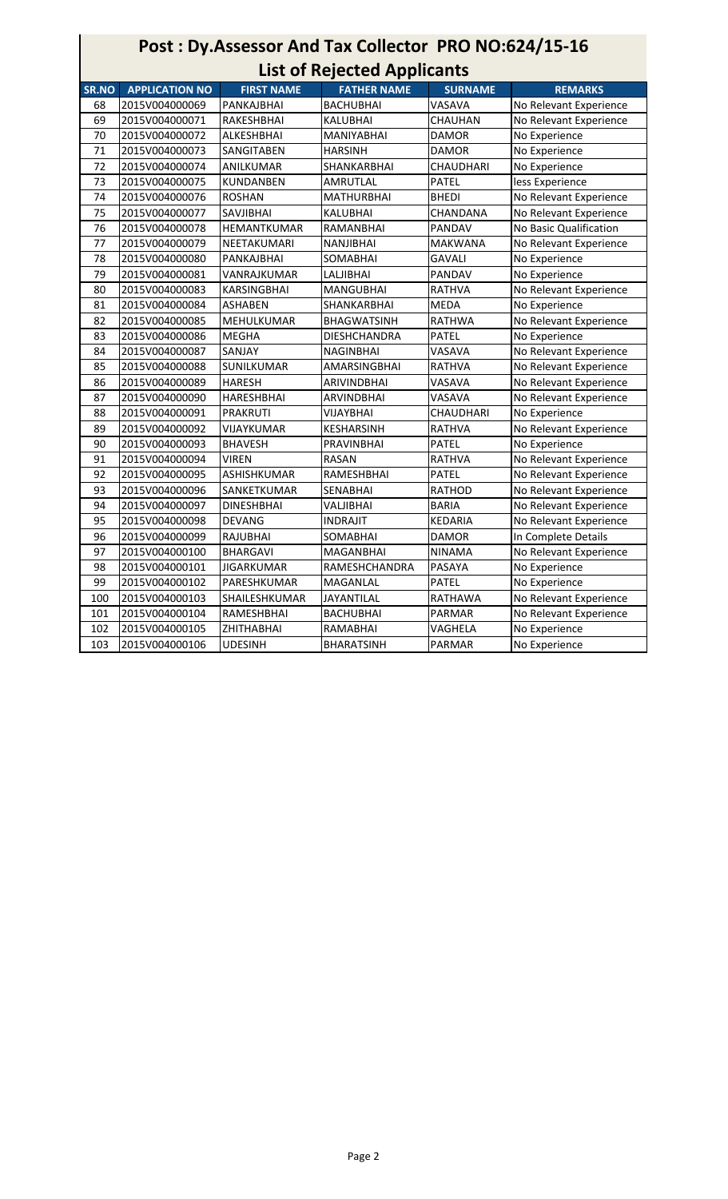# Post : Dy.Assessor And Tax Collector PRO NO:624/15-16

## List of Rejected Applicants

| SR.NO | APPLICATION NO | FIRST NAME | FATHER NAME | SURNAME | REMARKS |
|---|---|---|---|---|---|
| 68 | 2015V004000069 | PANKAJBHAI | BACHUBHAI | VASAVA | No Relevant Experience |
| 69 | 2015V004000071 | RAKESHBHAI | KALUBHAI | CHAUHAN | No Relevant Experience |
| 70 | 2015V004000072 | ALKESHBHAI | MANIYABHAI | DAMOR | No Experience |
| 71 | 2015V004000073 | SANGITABEN | HARSINH | DAMOR | No Experience |
| 72 | 2015V004000074 | ANILKUMAR | SHANKARBHAI | CHAUDHARI | No Experience |
| 73 | 2015V004000075 | KUNDANBEN | AMRUTLAL | PATEL | less Experience |
| 74 | 2015V004000076 | ROSHAN | MATHURBHAI | BHEDI | No Relevant Experience |
| 75 | 2015V004000077 | SAVJIBHAI | KALUBHAI | CHANDANA | No Relevant Experience |
| 76 | 2015V004000078 | HEMANTKUMAR | RAMANBHAI | PANDAV | No Basic Qualification |
| 77 | 2015V004000079 | NEETAKUMARI | NANJIBHAI | MAKWANA | No Relevant Experience |
| 78 | 2015V004000080 | PANKAJBHAI | SOMABHAI | GAVALI | No Experience |
| 79 | 2015V004000081 | VANRAJKUMAR | LALJIBHAI | PANDAV | No Experience |
| 80 | 2015V004000083 | KARSINGBHAI | MANGUBHAI | RATHVA | No Relevant Experience |
| 81 | 2015V004000084 | ASHABEN | SHANKARBHAI | MEDA | No Experience |
| 82 | 2015V004000085 | MEHULKUMAR | BHAGWATSINH | RATHWA | No Relevant Experience |
| 83 | 2015V004000086 | MEGHA | DIESHCHANDRA | PATEL | No Experience |
| 84 | 2015V004000087 | SANJAY | NAGINBHAI | VASAVA | No Relevant Experience |
| 85 | 2015V004000088 | SUNILKUMAR | AMARSINGBHAI | RATHVA | No Relevant Experience |
| 86 | 2015V004000089 | HARESH | ARIVINDBHAI | VASAVA | No Relevant Experience |
| 87 | 2015V004000090 | HARESHBHAI | ARVINDBHAI | VASAVA | No Relevant Experience |
| 88 | 2015V004000091 | PRAKRUTI | VIJAYBHAI | CHAUDHARI | No Experience |
| 89 | 2015V004000092 | VIJAYKUMAR | KESHARSINH | RATHVA | No Relevant Experience |
| 90 | 2015V004000093 | BHAVESH | PRAVINBHAI | PATEL | No Experience |
| 91 | 2015V004000094 | VIREN | RASAN | RATHVA | No Relevant Experience |
| 92 | 2015V004000095 | ASHISHKUMAR | RAMESHBHAI | PATEL | No Relevant Experience |
| 93 | 2015V004000096 | SANKETKUMAR | SENABHAI | RATHOD | No Relevant Experience |
| 94 | 2015V004000097 | DINESHBHAI | VALJIBHAI | BARIA | No Relevant Experience |
| 95 | 2015V004000098 | DEVANG | INDRAJIT | KEDARIA | No Relevant Experience |
| 96 | 2015V004000099 | RAJUBHAI | SOMABHAI | DAMOR | In Complete Details |
| 97 | 2015V004000100 | BHARGAVI | MAGANBHAI | NINAMA | No Relevant Experience |
| 98 | 2015V004000101 | JIGARKUMAR | RAMESHCHANDRA | PASAYA | No Experience |
| 99 | 2015V004000102 | PARESHKUMAR | MAGANLAL | PATEL | No Experience |
| 100 | 2015V004000103 | SHAILESHKUMAR | JAYANTILAL | RATHAWA | No Relevant Experience |
| 101 | 2015V004000104 | RAMESHBHAI | BACHUBHAI | PARMAR | No Relevant Experience |
| 102 | 2015V004000105 | ZHITHABHAI | RAMABHAI | VAGHELA | No Experience |
| 103 | 2015V004000106 | UDESINH | BHARATSINH | PARMAR | No Experience |